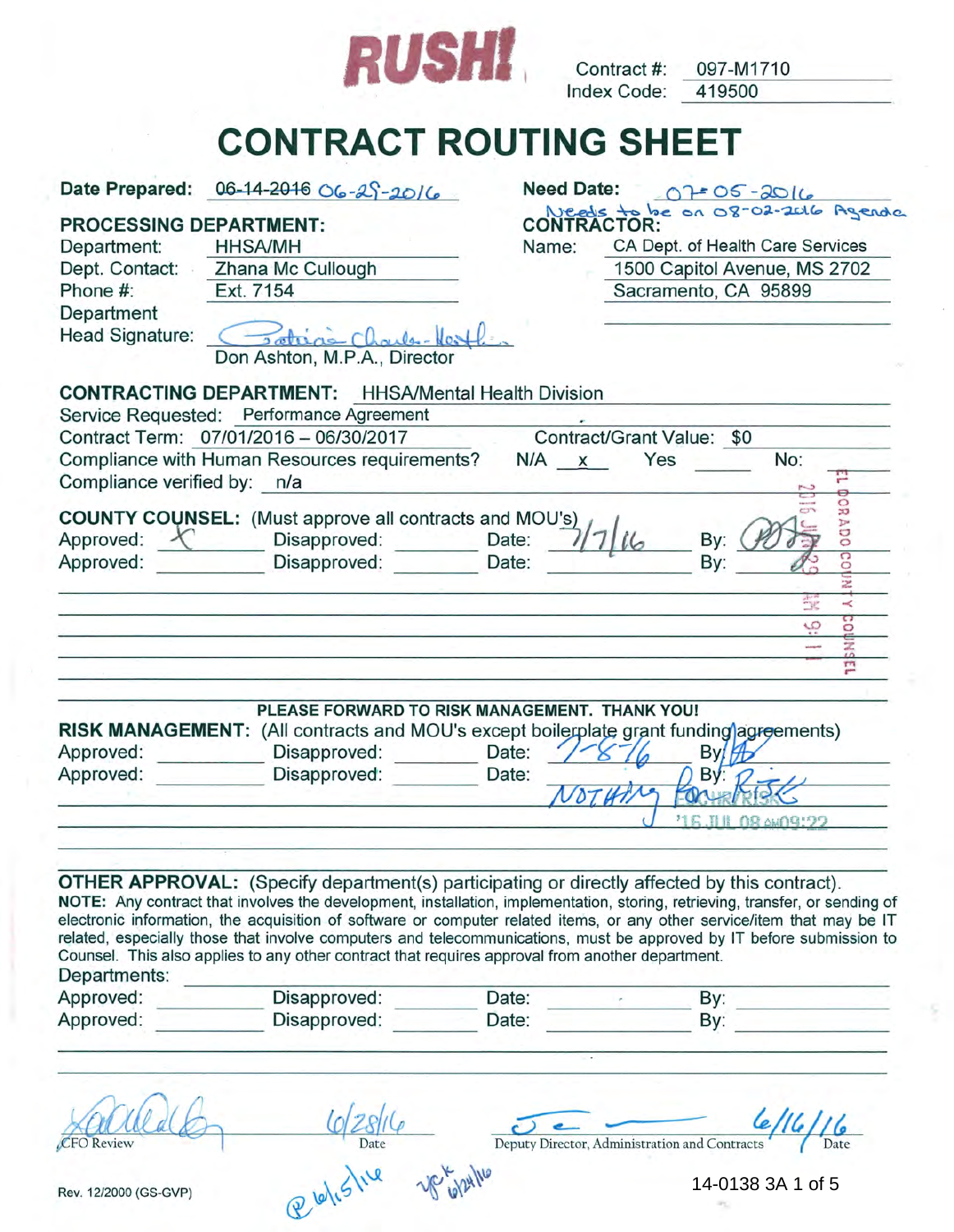**RUSH!**

Contract #: 097-M1710
Index Code: 419500

# CONTRACT ROUTING SHEET

**Date Prepared:** ~~06-14-2016~~ 06-29-2016

**Need Date:** 07-05-2016
Needs to be on 08-02-2016 Agenda

**PROCESSING DEPARTMENT:**

Department: HHSA/MH
Dept. Contact: Zhana Mc Cullough
Phone #: Ext. 7154
Department Head Signature: Patricia Charles-Heathers
Don Ashton, M.P.A., Director

**CONTRACTOR:**

Name: CA Dept. of Health Care Services
1500 Capitol Avenue, MS 2702
Sacramento, CA 95899

**CONTRACTING DEPARTMENT:** HHSA/Mental Health Division
Service Requested: Performance Agreement
Contract Term: 07/01/2016 – 06/30/2017 Contract/Grant Value: $0
Compliance with Human Resources requirements? N/A x Yes ____ No: ____
Compliance verified by: n/a

**COUNTY COUNSEL:** (Must approve all contracts and MOU's)
Approved: X Disapproved: ____ Date: 7/7/16 By: [signature]
Approved: ____ Disapproved: ____ Date: ____ By: ____

EL DORADO COUNTY COUNSEL 2016 JUN 29 AM 9:11

**PLEASE FORWARD TO RISK MANAGEMENT. THANK YOU!**

**RISK MANAGEMENT:** (All contracts and MOU's except boilerplate grant funding agreements)
Approved: ____ Disapproved: ____ Date: 7-8-16 By: [signature]
Approved: ____ Disapproved: ____ Date: ____ By: ____

NOTHING FOR RISK
'16 JUL 08 AM09:22

**OTHER APPROVAL:** (Specify department(s) participating or directly affected by this contract).
**NOTE:** Any contract that involves the development, installation, implementation, storing, retrieving, transfer, or sending of electronic information, the acquisition of software or computer related items, or any other service/item that may be IT related, especially those that involve computers and telecommunications, must be approved by IT before submission to Counsel. This also applies to any other contract that requires approval from another department.

Departments: ____
Approved: ____ Disapproved: ____ Date: ____ By: ____
Approved: ____ Disapproved: ____ Date: ____ By: ____

CFO Review [signature] Date 6/28/16

Deputy Director, Administration and Contracts [signature] Date 6/16/16

P 6/15/16 ypk 6/24/16

Rev. 12/2000 (GS-GVP)

14-0138 3A 1 of 5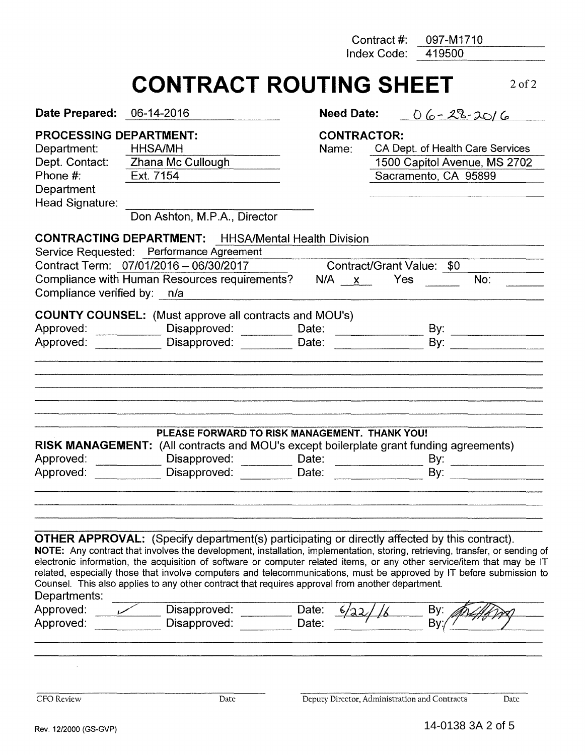Contract #: 097-M1710
Index Code: 419500

# CONTRACT ROUTING SHEET

2 of 2

**Date Prepared:** 06-14-2016 **Need Date:** 06-28-2016

**PROCESSING DEPARTMENT:**
Department: HHSA/MH
Dept. Contact: Zhana Mc Cullough
Phone #: Ext. 7154
Department Head Signature: ______________________
Don Ashton, M.P.A., Director

**CONTRACTOR:**
Name: CA Dept. of Health Care Services
1500 Capitol Avenue, MS 2702
Sacramento, CA 95899

**CONTRACTING DEPARTMENT:** HHSA/Mental Health Division
Service Requested: Performance Agreement
Contract Term: 07/01/2016 – 06/30/2017 Contract/Grant Value: $0
Compliance with Human Resources requirements? N/A x Yes ____ No: ____
Compliance verified by: n/a

**COUNTY COUNSEL:** (Must approve all contracts and MOU's)
Approved: ________ Disapproved: ________ Date: ________ By: ________
Approved: ________ Disapproved: ________ Date: ________ By: ________

**PLEASE FORWARD TO RISK MANAGEMENT. THANK YOU!**

**RISK MANAGEMENT:** (All contracts and MOU's except boilerplate grant funding agreements)
Approved: ________ Disapproved: ________ Date: ________ By: ________
Approved: ________ Disapproved: ________ Date: ________ By: ________

**OTHER APPROVAL:** (Specify department(s) participating or directly affected by this contract).
**NOTE:** Any contract that involves the development, installation, implementation, storing, retrieving, transfer, or sending of electronic information, the acquisition of software or computer related items, or any other service/item that may be IT related, especially those that involve computers and telecommunications, must be approved by IT before submission to Counsel. This also applies to any other contract that requires approval from another department.
Departments: ________
Approved: ✓ Disapproved: ________ Date: 6/22/16 By: [signature]
Approved: ________ Disapproved: ________ Date: ________ By: ________

CFO Review ________ Date ________ Deputy Director, Administration and Contracts ________ Date ________

Rev. 12/2000 (GS-GVP)

14-0138 3A 2 of 5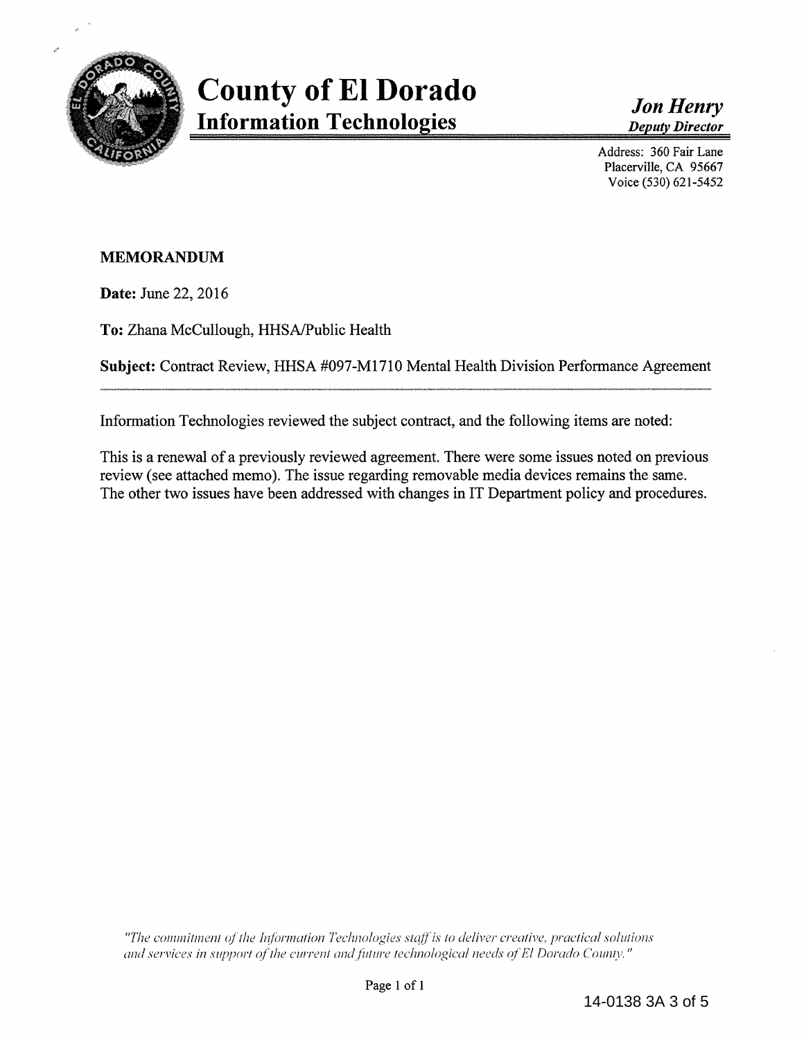# County of El Dorado

## Information Technologies

***Jon Henry***
***Deputy Director***

Address: 360 Fair Lane
Placerville, CA 95667
Voice (530) 621-5452

**MEMORANDUM**

**Date:** June 22, 2016

**To:** Zhana McCullough, HHSA/Public Health

**Subject:** Contract Review, HHSA #097-M1710 Mental Health Division Performance Agreement

---

Information Technologies reviewed the subject contract, and the following items are noted:

This is a renewal of a previously reviewed agreement. There were some issues noted on previous review (see attached memo). The issue regarding removable media devices remains the same. The other two issues have been addressed with changes in IT Department policy and procedures.

*"The commitment of the Information Technologies staff is to deliver creative, practical solutions and services in support of the current and future technological needs of El Dorado County."*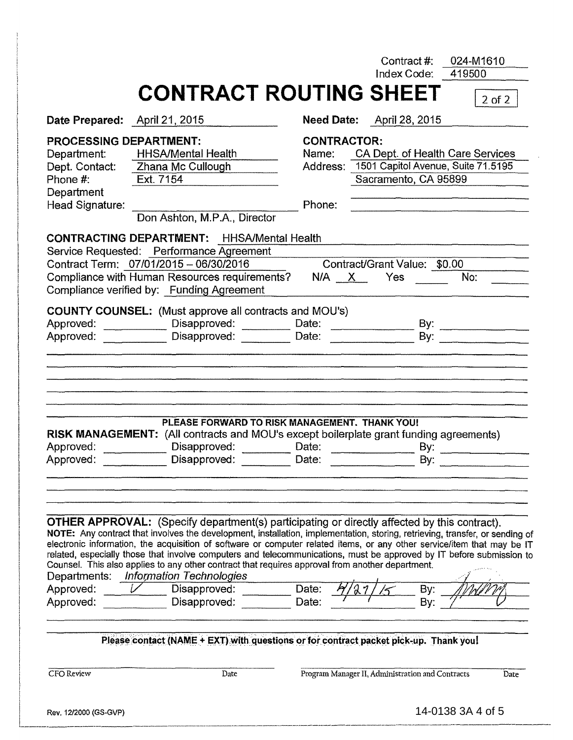Contract #: 024-M1610
Index Code: 419500

# CONTRACT ROUTING SHEET

2 of 2

**Date Prepared:** April 21, 2015 **Need Date:** April 28, 2015

**PROCESSING DEPARTMENT:**
Department: HHSA/Mental Health
Dept. Contact: Zhana Mc Cullough
Phone #: Ext. 7154
Department Head Signature: ______________________
Don Ashton, M.P.A., Director

**CONTRACTOR:**
Name: CA Dept. of Health Care Services
Address: 1501 Capitol Avenue, Suite 71.5195
Sacramento, CA 95899
Phone: ______________________

**CONTRACTING DEPARTMENT:** HHSA/Mental Health
Service Requested: Performance Agreement
Contract Term: 07/01/2015 – 06/30/2016 Contract/Grant Value: $0.00
Compliance with Human Resources requirements? N/A X Yes ____ No: ____
Compliance verified by: Funding Agreement

**COUNTY COUNSEL:** (Must approve all contracts and MOU's)
Approved: ______ Disapproved: ______ Date: ______ By: ______
Approved: ______ Disapproved: ______ Date: ______ By: ______

**PLEASE FORWARD TO RISK MANAGEMENT. THANK YOU!**

**RISK MANAGEMENT:** (All contracts and MOU's except boilerplate grant funding agreements)
Approved: ______ Disapproved: ______ Date: ______ By: ______
Approved: ______ Disapproved: ______ Date: ______ By: ______

**OTHER APPROVAL:** (Specify department(s) participating or directly affected by this contract).
**NOTE:** Any contract that involves the development, installation, implementation, storing, retrieving, transfer, or sending of electronic information, the acquisition of software or computer related items, or any other service/item that may be IT related, especially those that involve computers and telecommunications, must be approved by IT before submission to Counsel. This also applies to any other contract that requires approval from another department.

Departments: *Information Technologies*
Approved: ✓ Disapproved: ______ Date: 4/27/15 By: [signature]
Approved: ______ Disapproved: ______ Date: ______ By: ______

**Please contact (NAME + EXT) with questions or for contract packet pick-up. Thank you!**

CFO Review ______ Date ______ Program Manager II, Administration and Contracts ______ Date ______

Rev. 12/2000 (GS-GVP)

14-0138 3A 4 of 5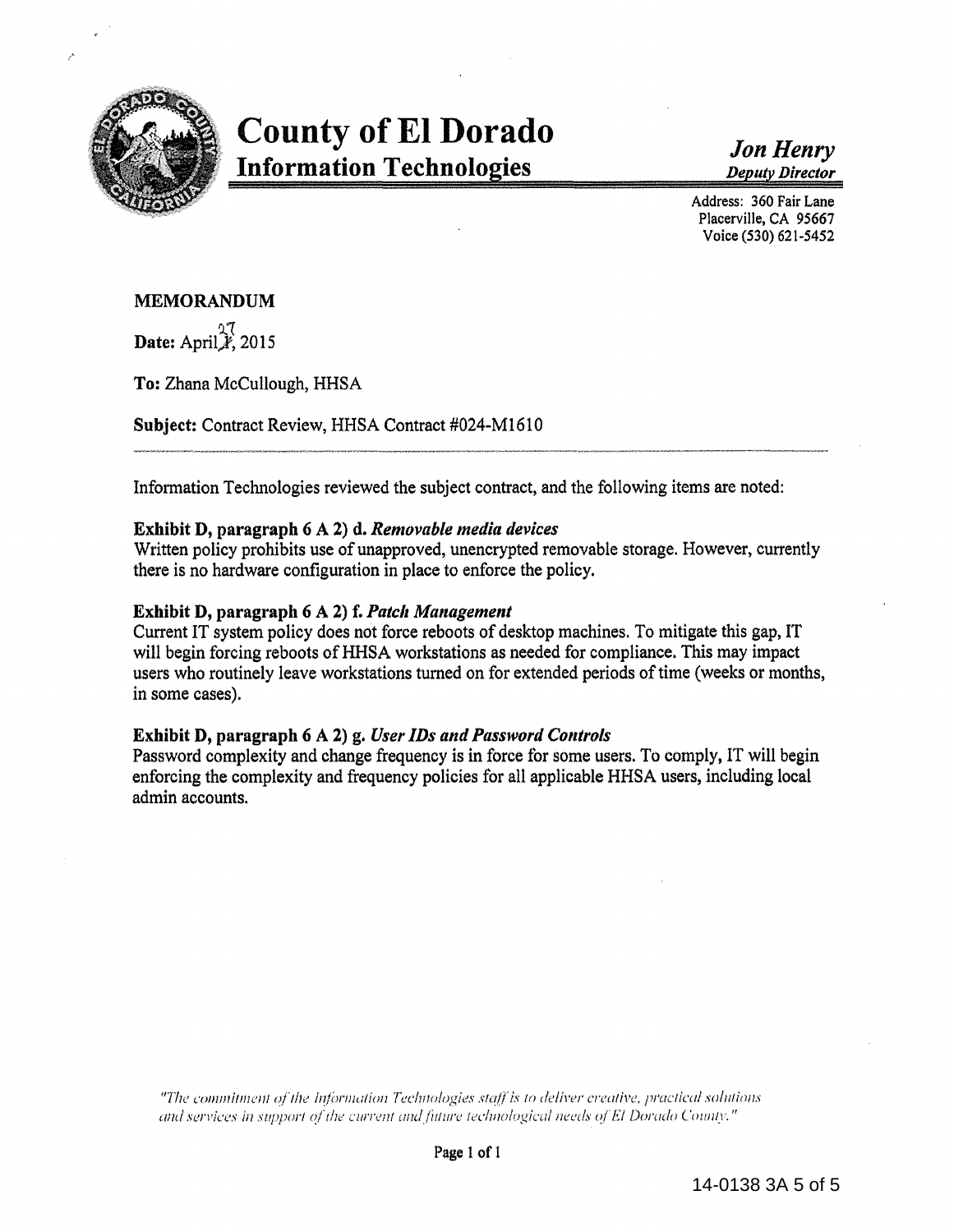# County of El Dorado

## Information Technologies

***Jon Henry***
*Deputy Director*

Address: 360 Fair Lane
Placerville, CA 95667
Voice (530) 621-5452

**MEMORANDUM**

**Date:** April 27, 2015

**To:** Zhana McCullough, HHSA

**Subject:** Contract Review, HHSA Contract #024-M1610

---

Information Technologies reviewed the subject contract, and the following items are noted:

**Exhibit D, paragraph 6 A 2) d. *Removable media devices***
Written policy prohibits use of unapproved, unencrypted removable storage. However, currently there is no hardware configuration in place to enforce the policy.

**Exhibit D, paragraph 6 A 2) f. *Patch Management***
Current IT system policy does not force reboots of desktop machines. To mitigate this gap, IT will begin forcing reboots of HHSA workstations as needed for compliance. This may impact users who routinely leave workstations turned on for extended periods of time (weeks or months, in some cases).

**Exhibit D, paragraph 6 A 2) g. *User IDs and Password Controls***
Password complexity and change frequency is in force for some users. To comply, IT will begin enforcing the complexity and frequency policies for all applicable HHSA users, including local admin accounts.

*"The commitment of the Information Technologies staff is to deliver creative, practical solutions and services in support of the current and future technological needs of El Dorado County."*